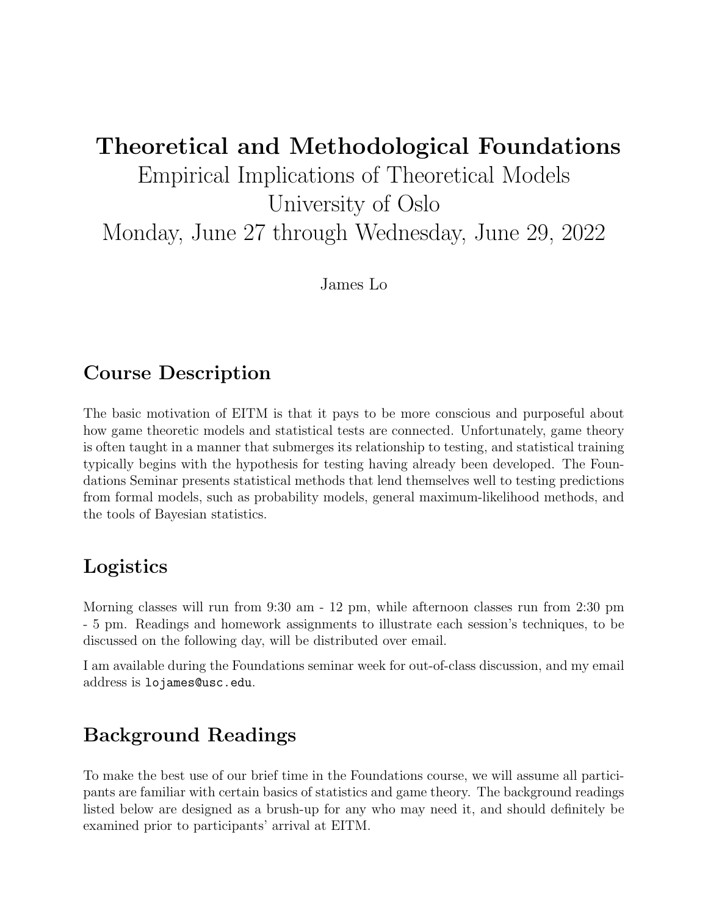# Theoretical and Methodological Foundations

Empirical Implications of Theoretical Models
University of Oslo
Monday, June 27 through Wednesday, June 29, 2022

James Lo

## Course Description

The basic motivation of EITM is that it pays to be more conscious and purposeful about how game theoretic models and statistical tests are connected. Unfortunately, game theory is often taught in a manner that submerges its relationship to testing, and statistical training typically begins with the hypothesis for testing having already been developed. The Foundations Seminar presents statistical methods that lend themselves well to testing predictions from formal models, such as probability models, general maximum-likelihood methods, and the tools of Bayesian statistics.

## Logistics

Morning classes will run from 9:30 am - 12 pm, while afternoon classes run from 2:30 pm - 5 pm. Readings and homework assignments to illustrate each session's techniques, to be discussed on the following day, will be distributed over email.

I am available during the Foundations seminar week for out-of-class discussion, and my email address is `lojames@usc.edu`.

## Background Readings

To make the best use of our brief time in the Foundations course, we will assume all participants are familiar with certain basics of statistics and game theory. The background readings listed below are designed as a brush-up for any who may need it, and should definitely be examined prior to participants' arrival at EITM.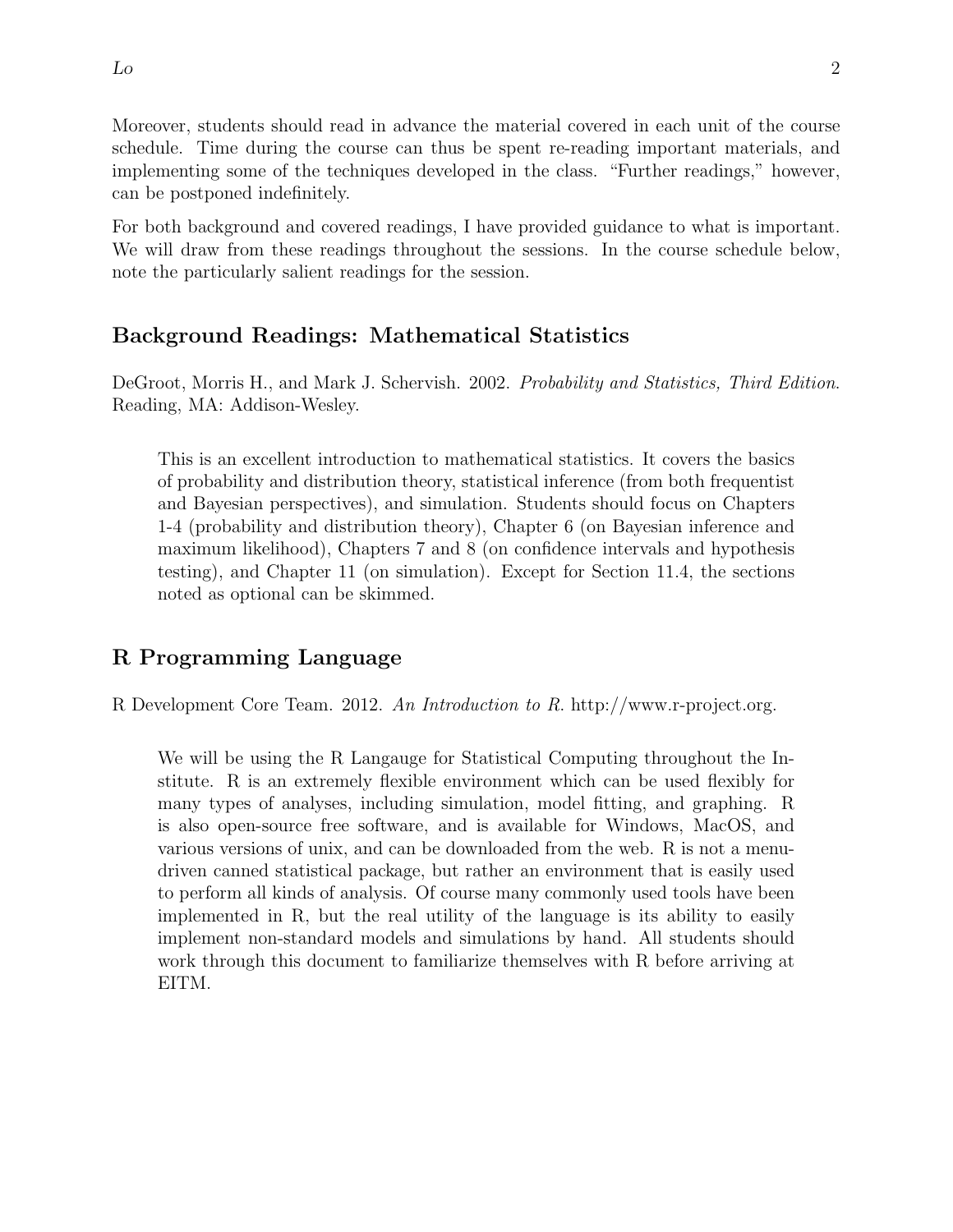Moreover, students should read in advance the material covered in each unit of the course schedule. Time during the course can thus be spent re-reading important materials, and implementing some of the techniques developed in the class. "Further readings," however, can be postponed indefinitely.

For both background and covered readings, I have provided guidance to what is important. We will draw from these readings throughout the sessions. In the course schedule below, note the particularly salient readings for the session.

## Background Readings: Mathematical Statistics

DeGroot, Morris H., and Mark J. Schervish. 2002. *Probability and Statistics, Third Edition*. Reading, MA: Addison-Wesley.

> This is an excellent introduction to mathematical statistics. It covers the basics of probability and distribution theory, statistical inference (from both frequentist and Bayesian perspectives), and simulation. Students should focus on Chapters 1-4 (probability and distribution theory), Chapter 6 (on Bayesian inference and maximum likelihood), Chapters 7 and 8 (on confidence intervals and hypothesis testing), and Chapter 11 (on simulation). Except for Section 11.4, the sections noted as optional can be skimmed.

## R Programming Language

R Development Core Team. 2012. *An Introduction to R*. http://www.r-project.org.

> We will be using the R Langauge for Statistical Computing throughout the Institute. R is an extremely flexible environment which can be used flexibly for many types of analyses, including simulation, model fitting, and graphing. R is also open-source free software, and is available for Windows, MacOS, and various versions of unix, and can be downloaded from the web. R is not a menu-driven canned statistical package, but rather an environment that is easily used to perform all kinds of analysis. Of course many commonly used tools have been implemented in R, but the real utility of the language is its ability to easily implement non-standard models and simulations by hand. All students should work through this document to familiarize themselves with R before arriving at EITM.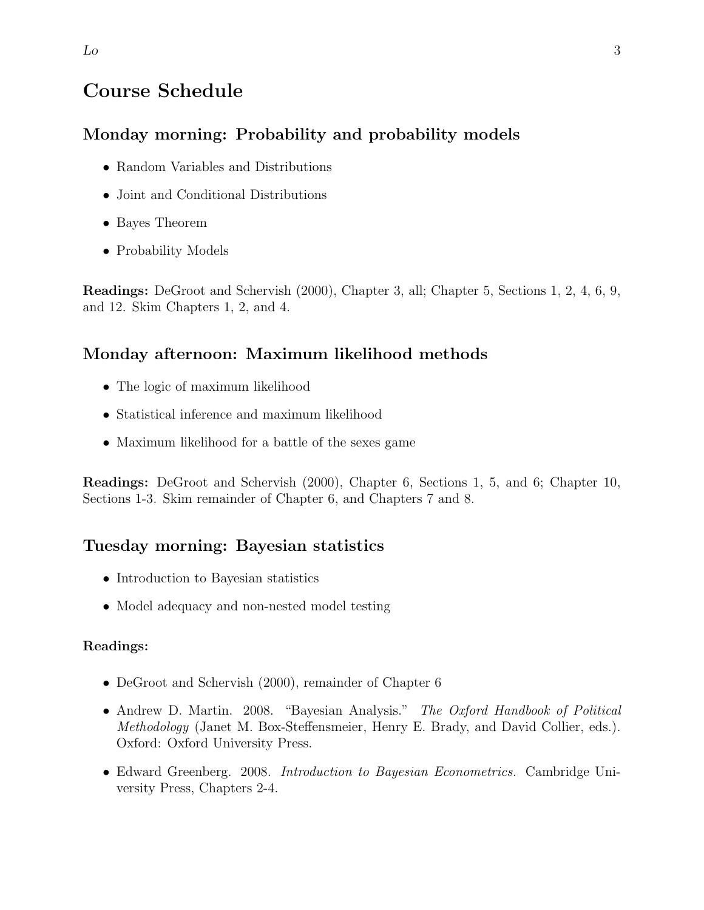# Course Schedule

## Monday morning: Probability and probability models

- Random Variables and Distributions
- Joint and Conditional Distributions
- Bayes Theorem
- Probability Models

**Readings:** DeGroot and Schervish (2000), Chapter 3, all; Chapter 5, Sections 1, 2, 4, 6, 9, and 12. Skim Chapters 1, 2, and 4.

## Monday afternoon: Maximum likelihood methods

- The logic of maximum likelihood
- Statistical inference and maximum likelihood
- Maximum likelihood for a battle of the sexes game

**Readings:** DeGroot and Schervish (2000), Chapter 6, Sections 1, 5, and 6; Chapter 10, Sections 1-3. Skim remainder of Chapter 6, and Chapters 7 and 8.

## Tuesday morning: Bayesian statistics

- Introduction to Bayesian statistics
- Model adequacy and non-nested model testing

**Readings:**

- DeGroot and Schervish (2000), remainder of Chapter 6
- Andrew D. Martin. 2008. "Bayesian Analysis." *The Oxford Handbook of Political Methodology* (Janet M. Box-Steffensmeier, Henry E. Brady, and David Collier, eds.). Oxford: Oxford University Press.
- Edward Greenberg. 2008. *Introduction to Bayesian Econometrics.* Cambridge University Press, Chapters 2-4.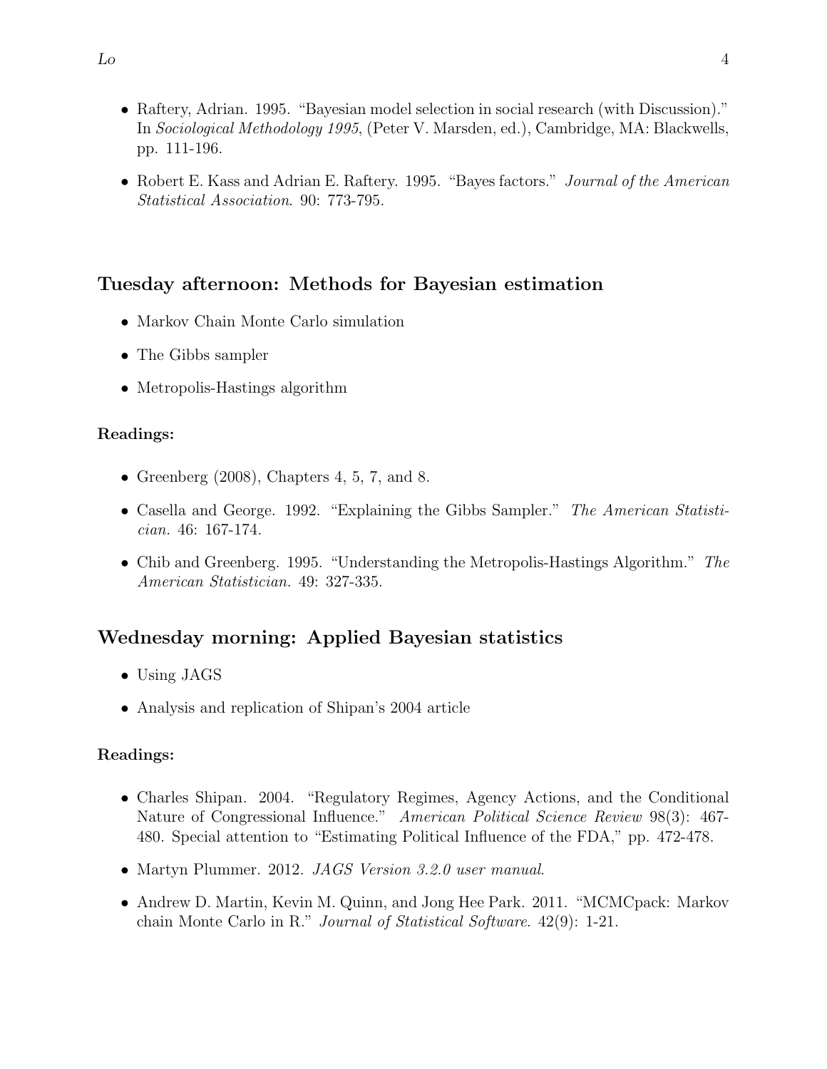- Raftery, Adrian. 1995. "Bayesian model selection in social research (with Discussion)." In *Sociological Methodology 1995*, (Peter V. Marsden, ed.), Cambridge, MA: Blackwells, pp. 111-196.
- Robert E. Kass and Adrian E. Raftery. 1995. "Bayes factors." *Journal of the American Statistical Association*. 90: 773-795.

## Tuesday afternoon: Methods for Bayesian estimation

- Markov Chain Monte Carlo simulation
- The Gibbs sampler
- Metropolis-Hastings algorithm

**Readings:**

- Greenberg (2008), Chapters 4, 5, 7, and 8.
- Casella and George. 1992. "Explaining the Gibbs Sampler." *The American Statistician.* 46: 167-174.
- Chib and Greenberg. 1995. "Understanding the Metropolis-Hastings Algorithm." *The American Statistician.* 49: 327-335.

## Wednesday morning: Applied Bayesian statistics

- Using JAGS
- Analysis and replication of Shipan's 2004 article

**Readings:**

- Charles Shipan. 2004. "Regulatory Regimes, Agency Actions, and the Conditional Nature of Congressional Influence." *American Political Science Review* 98(3): 467-480. Special attention to "Estimating Political Influence of the FDA," pp. 472-478.
- Martyn Plummer. 2012. *JAGS Version 3.2.0 user manual*.
- Andrew D. Martin, Kevin M. Quinn, and Jong Hee Park. 2011. "MCMCpack: Markov chain Monte Carlo in R." *Journal of Statistical Software.* 42(9): 1-21.